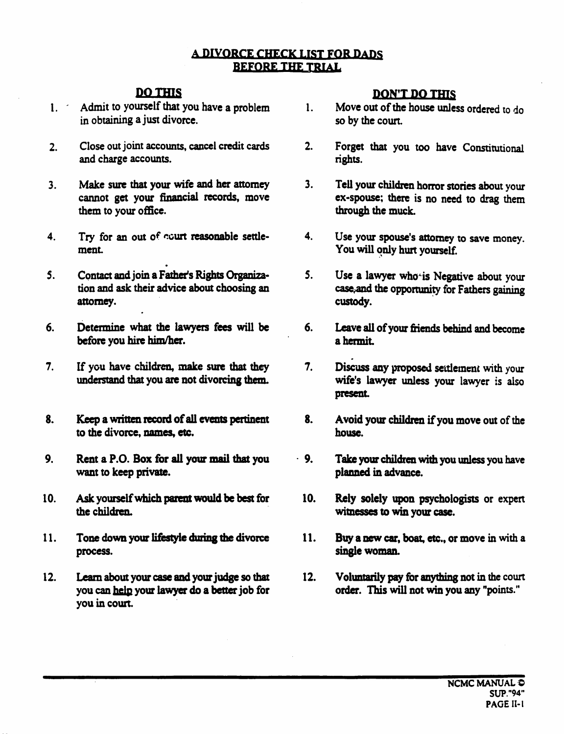# A DIVORCE CHECK LIST FOR DADS BEFORE THE TRIAL

## DO THIS

1. Admit to yourself that you have a problem in obtaining a just divorce.
2. Close out joint accounts, cancel credit cards and charge accounts.
3. Make sure that your wife and her attorney cannot get your financial records, move them to your office.
4. Try for an out of court reasonable settlement.
5. Contact and join a Father's Rights Organization and ask their advice about choosing an attorney.
6. Determine what the lawyers fees will be before you hire him/her.
7. If you have children, make sure that they understand that you are not divorcing them.
8. Keep a written record of all events pertinent to the divorce, names, etc.
9. Rent a P.O. Box for all your mail that you want to keep private.
10. Ask yourself which parent would be best for the children.
11. Tone down your lifestyle during the divorce process.
12. Learn about your case and your judge so that you can help your lawyer do a better job for you in court.

## DON'T DO THIS

1. Move out of the house unless ordered to do so by the court.
2. Forget that you too have Constitutional rights.
3. Tell your children horror stories about your ex-spouse; there is no need to drag them through the muck.
4. Use your spouse's attorney to save money. You will only hurt yourself.
5. Use a lawyer who is Negative about your case and the opportunity for Fathers gaining custody.
6. Leave all of your friends behind and become a hermit.
7. Discuss any proposed settlement with your wife's lawyer unless your lawyer is also present.
8. Avoid your children if you move out of the house.
9. Take your children with you unless you have planned in advance.
10. Rely solely upon psychologists or expert witnesses to win your case.
11. Buy a new car, boat, etc., or move in with a single woman.
12. Voluntarily pay for anything not in the court order. This will not win you any "points."

NCMC MANUAL ©
SUP."94"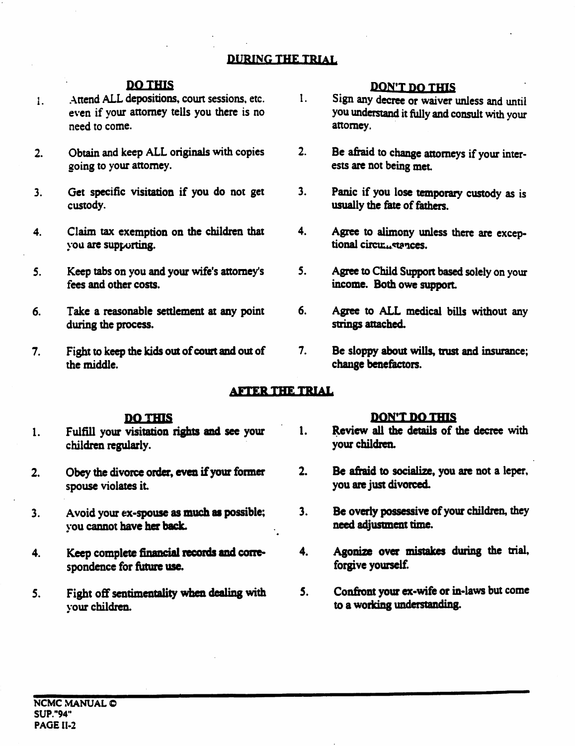## DURING THE TRIAL

### DO THIS

1. Attend ALL depositions, court sessions, etc. even if your attorney tells you there is no need to come.
2. Obtain and keep ALL originals with copies going to your attorney.
3. Get specific visitation if you do not get custody.
4. Claim tax exemption on the children that you are supporting.
5. Keep tabs on you and your wife's attorney's fees and other costs.
6. Take a reasonable settlement at any point during the process.
7. Fight to keep the kids out of court and out of the middle.

### DON'T DO THIS

1. Sign any decree or waiver unless and until you understand it fully and consult with your attorney.
2. Be afraid to change attorneys if your interests are not being met.
3. Panic if you lose temporary custody as is usually the fate of fathers.
4. Agree to alimony unless there are exceptional circumstances.
5. Agree to Child Support based solely on your income. Both owe support.
6. Agree to ALL medical bills without any strings attached.
7. Be sloppy about wills, trust and insurance; change benefactors.

## AFTER THE TRIAL

### DO THIS

1. Fulfill your visitation rights and see your children regularly.
2. Obey the divorce order, even if your former spouse violates it.
3. Avoid your ex-spouse as much as possible; you cannot have her back.
4. Keep complete financial records and correspondence for future use.
5. Fight off sentimentality when dealing with your children.

### DON'T DO THIS

1. Review all the details of the decree with your children.
2. Be afraid to socialize, you are not a leper, you are just divorced.
3. Be overly possessive of your children, they need adjustment time.
4. Agonize over mistakes during the trial, forgive yourself.
5. Confront your ex-wife or in-laws but come to a working understanding.